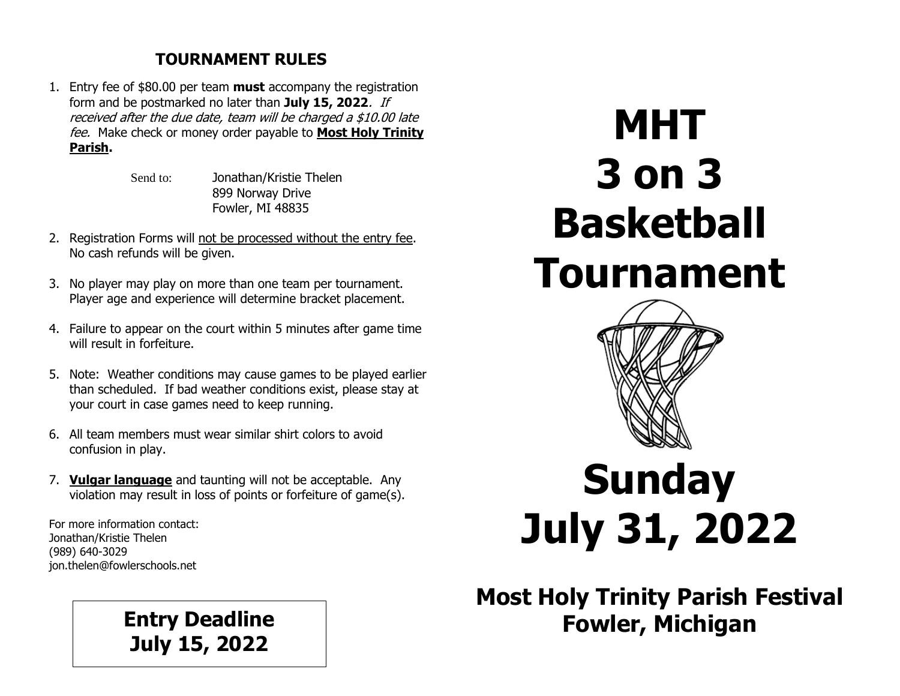## TOURNAMENT RULES

1. Entry fee of $80.00 per team **must** accompany the registration form and be postmarked no later than **July 15, 2022**. *If received after the due date, team will be charged a $10.00 late fee.* Make check or money order payable to **Most Holy Trinity Parish**.

   Send to: Jonathan/Kristie Thelen
   899 Norway Drive
   Fowler, MI 48835

2. Registration Forms will not be processed without the entry fee. No cash refunds will be given.

3. No player may play on more than one team per tournament. Player age and experience will determine bracket placement.

4. Failure to appear on the court within 5 minutes after game time will result in forfeiture.

5. Note: Weather conditions may cause games to be played earlier than scheduled. If bad weather conditions exist, please stay at your court in case games need to keep running.

6. All team members must wear similar shirt colors to avoid confusion in play.

7. **Vulgar language** and taunting will not be acceptable. Any violation may result in loss of points or forfeiture of game(s).

For more information contact:
Jonathan/Kristie Thelen
(989) 640-3029
jon.thelen@fowlerschools.net

**Entry Deadline**
**July 15, 2022**

# MHT 3 on 3 Basketball Tournament

# Sunday July 31, 2022

## Most Holy Trinity Parish Festival
## Fowler, Michigan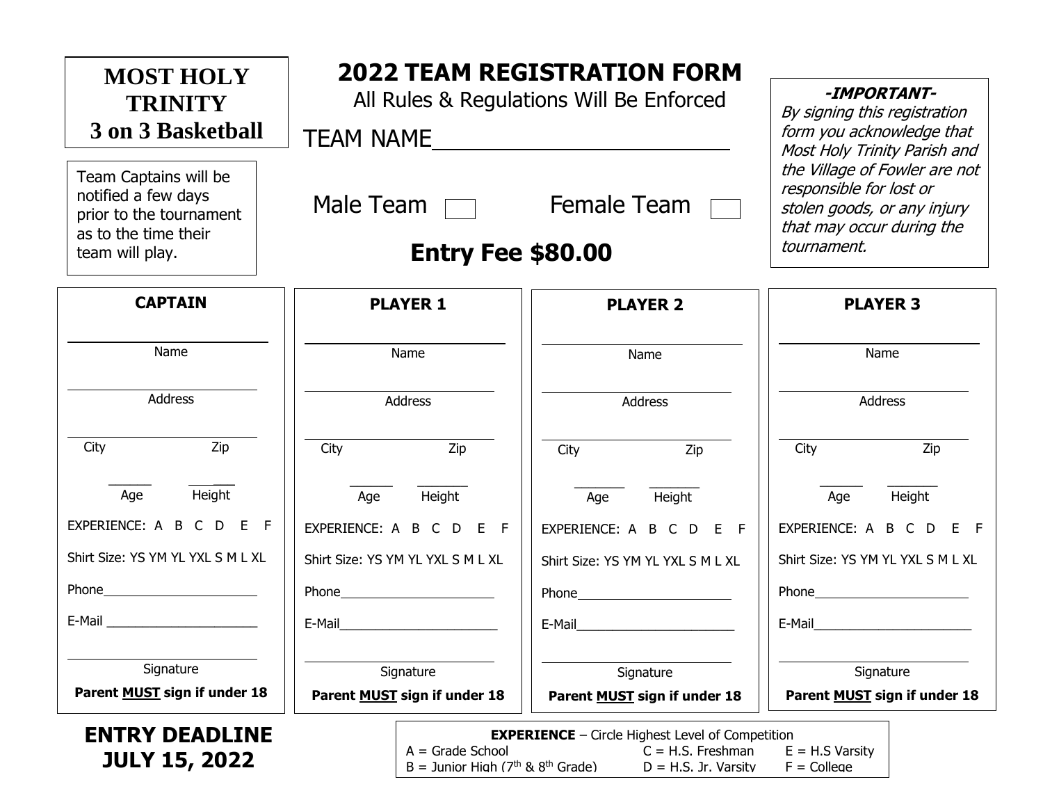# MOST HOLY TRINITY 3 on 3 Basketball

Team Captains will be notified a few days prior to the tournament as to the time their team will play.

## 2022 TEAM REGISTRATION FORM

All Rules & Regulations Will Be Enforced

TEAM NAME________________________

Male Team ☐ Female Team ☐

**Entry Fee $80.00**

***-IMPORTANT-***

*By signing this registration form you acknowledge that Most Holy Trinity Parish and the Village of Fowler are not responsible for lost or stolen goods, or any injury that may occur during the tournament.*

| **CAPTAIN** | **PLAYER 1** | **PLAYER 2** | **PLAYER 3** |
|---|---|---|---|
| Name | Name | Name | Name |
| Address | Address | Address | Address |
| City Zip | City Zip | City Zip | City Zip |
| Age Height | Age Height | Age Height | Age Height |
| EXPERIENCE: A B C D E F | EXPERIENCE: A B C D E F | EXPERIENCE: A B C D E F | EXPERIENCE: A B C D E F |
| Shirt Size: YS YM YL YXL S M L XL | Shirt Size: YS YM YL YXL S M L XL | Shirt Size: YS YM YL YXL S M L XL | Shirt Size: YS YM YL YXL S M L XL |
| Phone______________ | Phone______________ | Phone______________ | Phone______________ |
| E-Mail______________ | E-Mail______________ | E-Mail______________ | E-Mail______________ |
| Signature | Signature | Signature | Signature |
| **Parent MUST sign if under 18** | **Parent MUST sign if under 18** | **Parent MUST sign if under 18** | **Parent MUST sign if under 18** |

**ENTRY DEADLINE JULY 15, 2022**

**EXPERIENCE** – Circle Highest Level of Competition

A = Grade School
B = Junior High (7th & 8th Grade)
C = H.S. Freshman
D = H.S. Jr. Varsity
E = H.S Varsity
F = College